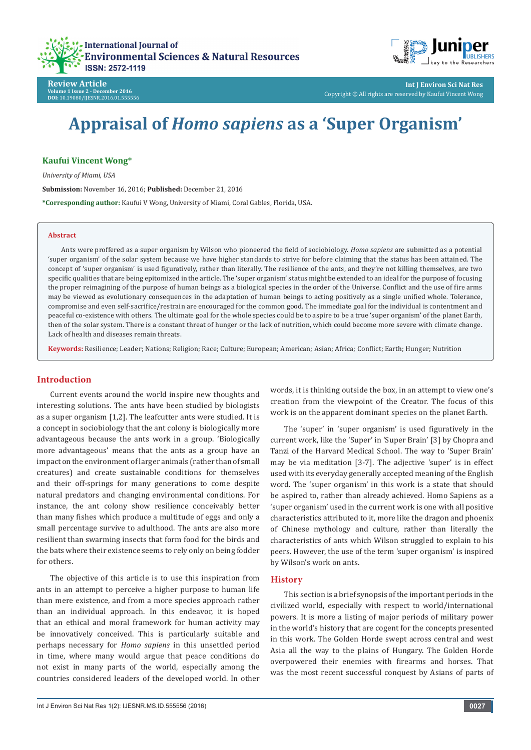Review Article
Volume 1 Issue 2 - December 2016
DOI: 10.19080/IJESNR.2016.01.555556

Int J Environ Sci Nat Res
Copyright © All rights are reserved by Kaufui Vincent Wong

# Appraisal of *Homo sapiens* as a 'Super Organism'

**Kaufui Vincent Wong***

*University of Miami, USA*

**Submission:** November 16, 2016; **Published:** December 21, 2016

***Corresponding author:** Kaufui V Wong, University of Miami, Coral Gables, Florida, USA.

**Abstract**

Ants were proffered as a super organism by Wilson who pioneered the field of sociobiology. *Homo sapiens* are submitted as a potential 'super organism' of the solar system because we have higher standards to strive for before claiming that the status has been attained. The concept of 'super organism' is used figuratively, rather than literally. The resilience of the ants, and they're not killing themselves, are two specific qualities that are being epitomized in the article. The 'super organism' status might be extended to an ideal for the purpose of focusing the proper reimagining of the purpose of human beings as a biological species in the order of the Universe. Conflict and the use of fire arms may be viewed as evolutionary consequences in the adaptation of human beings to acting positively as a single unified whole. Tolerance, compromise and even self-sacrifice/restrain are encouraged for the common good. The immediate goal for the individual is contentment and peaceful co-existence with others. The ultimate goal for the whole species could be to aspire to be a true 'super organism' of the planet Earth, then of the solar system. There is a constant threat of hunger or the lack of nutrition, which could become more severe with climate change. Lack of health and diseases remain threats.

**Keywords:** Resilience; Leader; Nations; Religion; Race; Culture; European; American; Asian; Africa; Conflict; Earth; Hunger; Nutrition

## Introduction

Current events around the world inspire new thoughts and interesting solutions. The ants have been studied by biologists as a super organism [1,2]. The leafcutter ants were studied. It is a concept in sociobiology that the ant colony is biologically more advantageous because the ants work in a group. 'Biologically more advantageous' means that the ants as a group have an impact on the environment of larger animals (rather than of small creatures) and create sustainable conditions for themselves and their off-springs for many generations to come despite natural predators and changing environmental conditions. For instance, the ant colony show resilience conceivably better than many fishes which produce a multitude of eggs and only a small percentage survive to adulthood. The ants are also more resilient than swarming insects that form food for the birds and the bats where their existence seems to rely only on being fodder for others.

The objective of this article is to use this inspiration from ants in an attempt to perceive a higher purpose to human life than mere existence, and from a more species approach rather than an individual approach. In this endeavor, it is hoped that an ethical and moral framework for human activity may be innovatively conceived. This is particularly suitable and perhaps necessary for *Homo sapiens* in this unsettled period in time, where many would argue that peace conditions do not exist in many parts of the world, especially among the countries considered leaders of the developed world. In other words, it is thinking outside the box, in an attempt to view one's creation from the viewpoint of the Creator. The focus of this work is on the apparent dominant species on the planet Earth.

The 'super' in 'super organism' is used figuratively in the current work, like the 'Super' in 'Super Brain' [3] by Chopra and Tanzi of the Harvard Medical School. The way to 'Super Brain' may be via meditation [3-7]. The adjective 'super' is in effect used with its everyday generally accepted meaning of the English word. The 'super organism' in this work is a state that should be aspired to, rather than already achieved. Homo Sapiens as a 'super organism' used in the current work is one with all positive characteristics attributed to it, more like the dragon and phoenix of Chinese mythology and culture, rather than literally the characteristics of ants which Wilson struggled to explain to his peers. However, the use of the term 'super organism' is inspired by Wilson's work on ants.

## History

This section is a brief synopsis of the important periods in the civilized world, especially with respect to world/international powers. It is more a listing of major periods of military power in the world's history that are cogent for the concepts presented in this work. The Golden Horde swept across central and west Asia all the way to the plains of Hungary. The Golden Horde overpowered their enemies with firearms and horses. That was the most recent successful conquest by Asians of parts of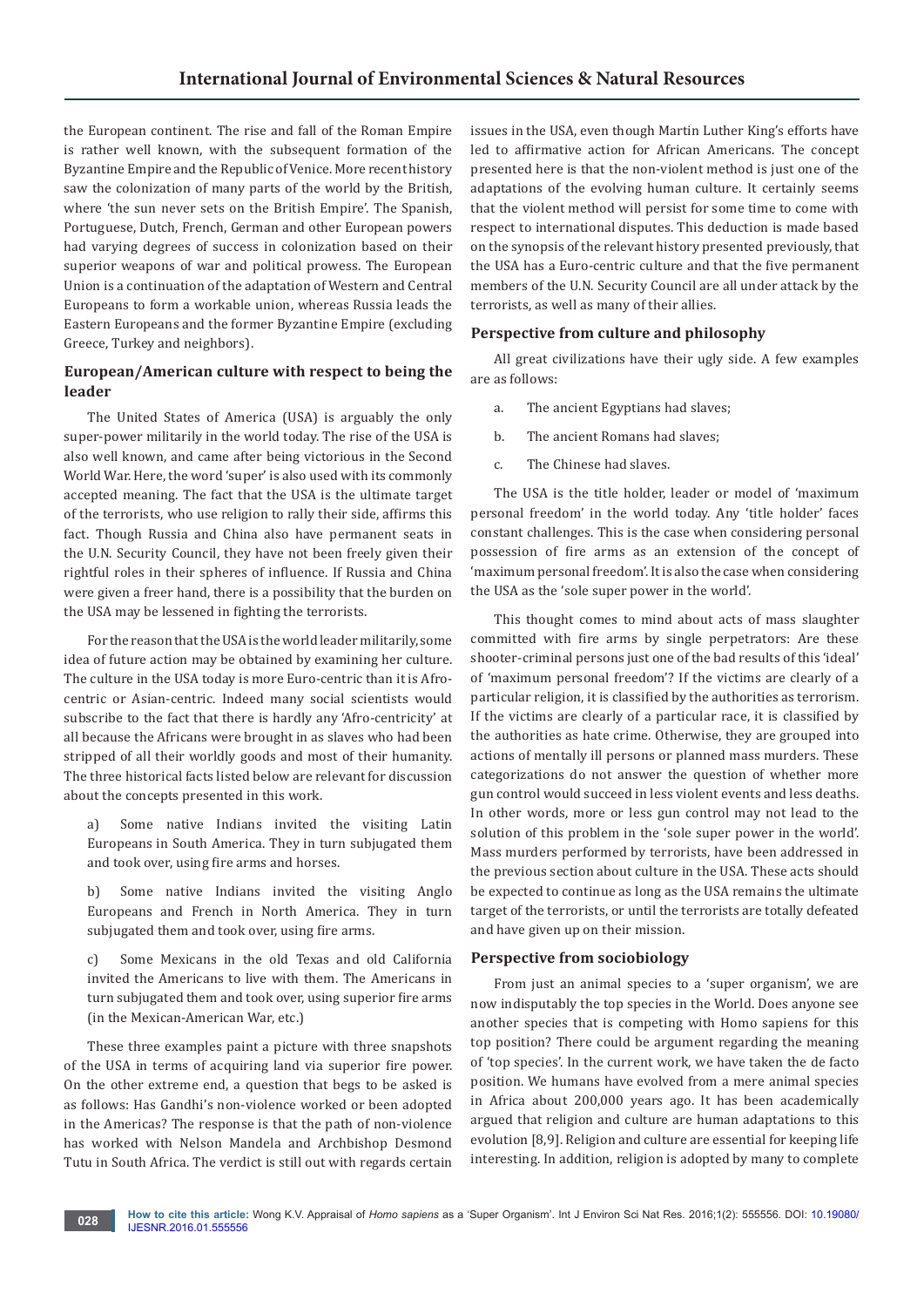the European continent. The rise and fall of the Roman Empire is rather well known, with the subsequent formation of the Byzantine Empire and the Republic of Venice. More recent history saw the colonization of many parts of the world by the British, where 'the sun never sets on the British Empire'. The Spanish, Portuguese, Dutch, French, German and other European powers had varying degrees of success in colonization based on their superior weapons of war and political prowess. The European Union is a continuation of the adaptation of Western and Central Europeans to form a workable union, whereas Russia leads the Eastern Europeans and the former Byzantine Empire (excluding Greece, Turkey and neighbors).

## European/American culture with respect to being the leader

The United States of America (USA) is arguably the only super-power militarily in the world today. The rise of the USA is also well known, and came after being victorious in the Second World War. Here, the word 'super' is also used with its commonly accepted meaning. The fact that the USA is the ultimate target of the terrorists, who use religion to rally their side, affirms this fact. Though Russia and China also have permanent seats in the U.N. Security Council, they have not been freely given their rightful roles in their spheres of influence. If Russia and China were given a freer hand, there is a possibility that the burden on the USA may be lessened in fighting the terrorists.

For the reason that the USA is the world leader militarily, some idea of future action may be obtained by examining her culture. The culture in the USA today is more Euro-centric than it is Afro-centric or Asian-centric. Indeed many social scientists would subscribe to the fact that there is hardly any 'Afro-centricity' at all because the Africans were brought in as slaves who had been stripped of all their worldly goods and most of their humanity. The three historical facts listed below are relevant for discussion about the concepts presented in this work.

a) Some native Indians invited the visiting Latin Europeans in South America. They in turn subjugated them and took over, using fire arms and horses.

b) Some native Indians invited the visiting Anglo Europeans and French in North America. They in turn subjugated them and took over, using fire arms.

c) Some Mexicans in the old Texas and old California invited the Americans to live with them. The Americans in turn subjugated them and took over, using superior fire arms (in the Mexican-American War, etc.)

These three examples paint a picture with three snapshots of the USA in terms of acquiring land via superior fire power. On the other extreme end, a question that begs to be asked is as follows: Has Gandhi's non-violence worked or been adopted in the Americas? The response is that the path of non-violence has worked with Nelson Mandela and Archbishop Desmond Tutu in South Africa. The verdict is still out with regards certain issues in the USA, even though Martin Luther King's efforts have led to affirmative action for African Americans. The concept presented here is that the non-violent method is just one of the adaptations of the evolving human culture. It certainly seems that the violent method will persist for some time to come with respect to international disputes. This deduction is made based on the synopsis of the relevant history presented previously, that the USA has a Euro-centric culture and that the five permanent members of the U.N. Security Council are all under attack by the terrorists, as well as many of their allies.

## Perspective from culture and philosophy

All great civilizations have their ugly side. A few examples are as follows:

a. The ancient Egyptians had slaves;

b. The ancient Romans had slaves;

c. The Chinese had slaves.

The USA is the title holder, leader or model of 'maximum personal freedom' in the world today. Any 'title holder' faces constant challenges. This is the case when considering personal possession of fire arms as an extension of the concept of 'maximum personal freedom'. It is also the case when considering the USA as the 'sole super power in the world'.

This thought comes to mind about acts of mass slaughter committed with fire arms by single perpetrators: Are these shooter-criminal persons just one of the bad results of this 'ideal' of 'maximum personal freedom'? If the victims are clearly of a particular religion, it is classified by the authorities as terrorism. If the victims are clearly of a particular race, it is classified by the authorities as hate crime. Otherwise, they are grouped into actions of mentally ill persons or planned mass murders. These categorizations do not answer the question of whether more gun control would succeed in less violent events and less deaths. In other words, more or less gun control may not lead to the solution of this problem in the 'sole super power in the world'. Mass murders performed by terrorists, have been addressed in the previous section about culture in the USA. These acts should be expected to continue as long as the USA remains the ultimate target of the terrorists, or until the terrorists are totally defeated and have given up on their mission.

## Perspective from sociobiology

From just an animal species to a 'super organism', we are now indisputably the top species in the World. Does anyone see another species that is competing with Homo sapiens for this top position? There could be argument regarding the meaning of 'top species'. In the current work, we have taken the de facto position. We humans have evolved from a mere animal species in Africa about 200,000 years ago. It has been academically argued that religion and culture are human adaptations to this evolution [8,9]. Religion and culture are essential for keeping life interesting. In addition, religion is adopted by many to complete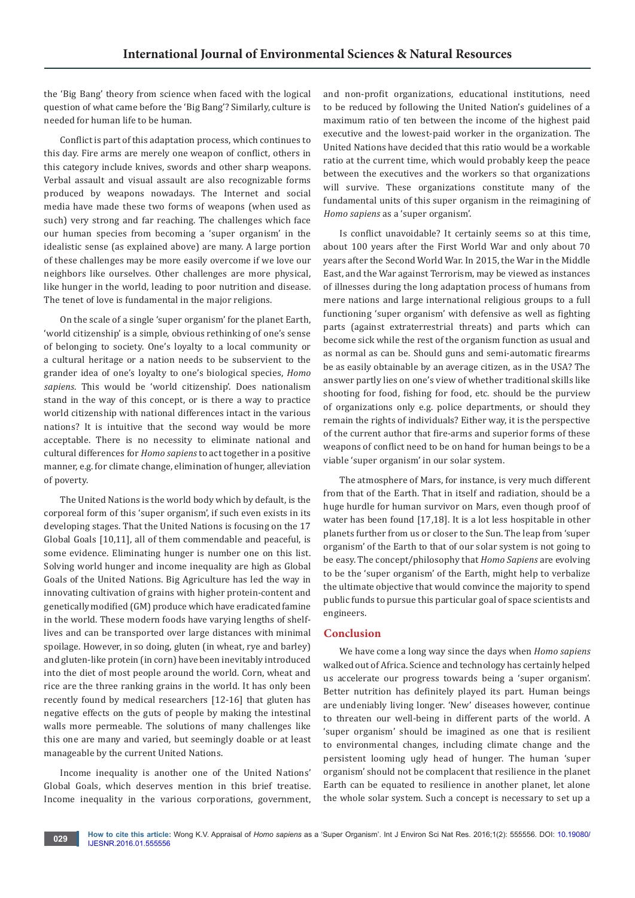the 'Big Bang' theory from science when faced with the logical question of what came before the 'Big Bang'? Similarly, culture is needed for human life to be human.

Conflict is part of this adaptation process, which continues to this day. Fire arms are merely one weapon of conflict, others in this category include knives, swords and other sharp weapons. Verbal assault and visual assault are also recognizable forms produced by weapons nowadays. The Internet and social media have made these two forms of weapons (when used as such) very strong and far reaching. The challenges which face our human species from becoming a 'super organism' in the idealistic sense (as explained above) are many. A large portion of these challenges may be more easily overcome if we love our neighbors like ourselves. Other challenges are more physical, like hunger in the world, leading to poor nutrition and disease. The tenet of love is fundamental in the major religions.

On the scale of a single 'super organism' for the planet Earth, 'world citizenship' is a simple, obvious rethinking of one's sense of belonging to society. One's loyalty to a local community or a cultural heritage or a nation needs to be subservient to the grander idea of one's loyalty to one's biological species, *Homo sapiens*. This would be 'world citizenship'. Does nationalism stand in the way of this concept, or is there a way to practice world citizenship with national differences intact in the various nations? It is intuitive that the second way would be more acceptable. There is no necessity to eliminate national and cultural differences for *Homo sapiens* to act together in a positive manner, e.g. for climate change, elimination of hunger, alleviation of poverty.

The United Nations is the world body which by default, is the corporeal form of this 'super organism', if such even exists in its developing stages. That the United Nations is focusing on the 17 Global Goals [10,11], all of them commendable and peaceful, is some evidence. Eliminating hunger is number one on this list. Solving world hunger and income inequality are high as Global Goals of the United Nations. Big Agriculture has led the way in innovating cultivation of grains with higher protein-content and genetically modified (GM) produce which have eradicated famine in the world. These modern foods have varying lengths of shelf-lives and can be transported over large distances with minimal spoilage. However, in so doing, gluten (in wheat, rye and barley) and gluten-like protein (in corn) have been inevitably introduced into the diet of most people around the world. Corn, wheat and rice are the three ranking grains in the world. It has only been recently found by medical researchers [12-16] that gluten has negative effects on the guts of people by making the intestinal walls more permeable. The solutions of many challenges like this one are many and varied, but seemingly doable or at least manageable by the current United Nations.

Income inequality is another one of the United Nations' Global Goals, which deserves mention in this brief treatise. Income inequality in the various corporations, government, and non-profit organizations, educational institutions, need to be reduced by following the United Nation's guidelines of a maximum ratio of ten between the income of the highest paid executive and the lowest-paid worker in the organization. The United Nations have decided that this ratio would be a workable ratio at the current time, which would probably keep the peace between the executives and the workers so that organizations will survive. These organizations constitute many of the fundamental units of this super organism in the reimagining of *Homo sapiens* as a 'super organism'.

Is conflict unavoidable? It certainly seems so at this time, about 100 years after the First World War and only about 70 years after the Second World War. In 2015, the War in the Middle East, and the War against Terrorism, may be viewed as instances of illnesses during the long adaptation process of humans from mere nations and large international religious groups to a full functioning 'super organism' with defensive as well as fighting parts (against extraterrestrial threats) and parts which can become sick while the rest of the organism function as usual and as normal as can be. Should guns and semi-automatic firearms be as easily obtainable by an average citizen, as in the USA? The answer partly lies on one's view of whether traditional skills like shooting for food, fishing for food, etc. should be the purview of organizations only e.g. police departments, or should they remain the rights of individuals? Either way, it is the perspective of the current author that fire-arms and superior forms of these weapons of conflict need to be on hand for human beings to be a viable 'super organism' in our solar system.

The atmosphere of Mars, for instance, is very much different from that of the Earth. That in itself and radiation, should be a huge hurdle for human survivor on Mars, even though proof of water has been found [17,18]. It is a lot less hospitable in other planets further from us or closer to the Sun. The leap from 'super organism' of the Earth to that of our solar system is not going to be easy. The concept/philosophy that *Homo Sapiens* are evolving to be the 'super organism' of the Earth, might help to verbalize the ultimate objective that would convince the majority to spend public funds to pursue this particular goal of space scientists and engineers.

## Conclusion

We have come a long way since the days when *Homo sapiens* walked out of Africa. Science and technology has certainly helped us accelerate our progress towards being a 'super organism'. Better nutrition has definitely played its part. Human beings are undeniably living longer. 'New' diseases however, continue to threaten our well-being in different parts of the world. A 'super organism' should be imagined as one that is resilient to environmental changes, including climate change and the persistent looming ugly head of hunger. The human 'super organism' should not be complacent that resilience in the planet Earth can be equated to resilience in another planet, let alone the whole solar system. Such a concept is necessary to set up a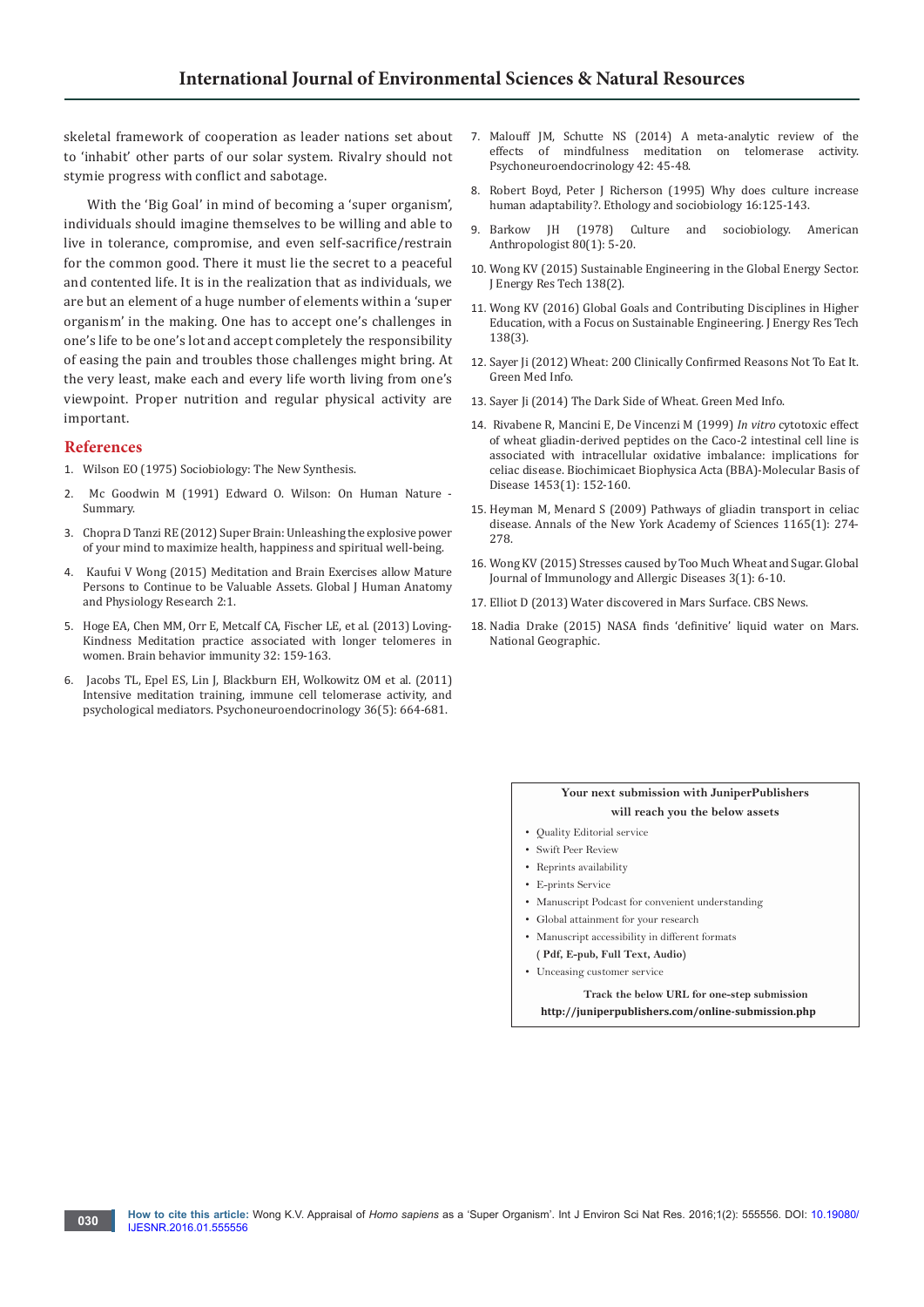skeletal framework of cooperation as leader nations set about to 'inhabit' other parts of our solar system. Rivalry should not stymie progress with conflict and sabotage.

With the 'Big Goal' in mind of becoming a 'super organism', individuals should imagine themselves to be willing and able to live in tolerance, compromise, and even self-sacrifice/restrain for the common good. There it must lie the secret to a peaceful and contented life. It is in the realization that as individuals, we are but an element of a huge number of elements within a 'super organism' in the making. One has to accept one's challenges in one's life to be one's lot and accept completely the responsibility of easing the pain and troubles those challenges might bring. At the very least, make each and every life worth living from one's viewpoint. Proper nutrition and regular physical activity are important.

## References

1. Wilson EO (1975) Sociobiology: The New Synthesis.
2. Mc Goodwin M (1991) Edward O. Wilson: On Human Nature - Summary.
3. Chopra D Tanzi RE (2012) Super Brain: Unleashing the explosive power of your mind to maximize health, happiness and spiritual well-being.
4. Kaufui V Wong (2015) Meditation and Brain Exercises allow Mature Persons to Continue to be Valuable Assets. Global J Human Anatomy and Physiology Research 2:1.
5. Hoge EA, Chen MM, Orr E, Metcalf CA, Fischer LE, et al. (2013) Loving-Kindness Meditation practice associated with longer telomeres in women. Brain behavior immunity 32: 159-163.
6. Jacobs TL, Epel ES, Lin J, Blackburn EH, Wolkowitz OM et al. (2011) Intensive meditation training, immune cell telomerase activity, and psychological mediators. Psychoneuroendocrinology 36(5): 664-681.
7. Malouff JM, Schutte NS (2014) A meta-analytic review of the effects of mindfulness meditation on telomerase activity. Psychoneuroendocrinology 42: 45-48.
8. Robert Boyd, Peter J Richerson (1995) Why does culture increase human adaptability?. Ethology and sociobiology 16:125-143.
9. Barkow JH (1978) Culture and sociobiology. American Anthropologist 80(1): 5-20.
10. Wong KV (2015) Sustainable Engineering in the Global Energy Sector. J Energy Res Tech 138(2).
11. Wong KV (2016) Global Goals and Contributing Disciplines in Higher Education, with a Focus on Sustainable Engineering. J Energy Res Tech 138(3).
12. Sayer Ji (2012) Wheat: 200 Clinically Confirmed Reasons Not To Eat It. Green Med Info.
13. Sayer Ji (2014) The Dark Side of Wheat. Green Med Info.
14. Rivabene R, Mancini E, De Vincenzi M (1999) *In vitro* cytotoxic effect of wheat gliadin-derived peptides on the Caco-2 intestinal cell line is associated with intracellular oxidative imbalance: implications for celiac disease. Biochimicaet Biophysica Acta (BBA)-Molecular Basis of Disease 1453(1): 152-160.
15. Heyman M, Menard S (2009) Pathways of gliadin transport in celiac disease. Annals of the New York Academy of Sciences 1165(1): 274-278.
16. Wong KV (2015) Stresses caused by Too Much Wheat and Sugar. Global Journal of Immunology and Allergic Diseases 3(1): 6-10.
17. Elliot D (2013) Water discovered in Mars Surface. CBS News.
18. Nadia Drake (2015) NASA finds 'definitive' liquid water on Mars. National Geographic.

**Your next submission with JuniperPublishers will reach you the below assets**

- Quality Editorial service
- Swift Peer Review
- Reprints availability
- E-prints Service
- Manuscript Podcast for convenient understanding
- Global attainment for your research
- Manuscript accessibility in different formats
  (**Pdf, E-pub, Full Text, Audio**)
- Unceasing customer service

**Track the below URL for one-step submission**
**http://juniperpublishers.com/online-submission.php**

**How to cite this article:** Wong K.V. Appraisal of *Homo sapiens* as a 'Super Organism'. Int J Environ Sci Nat Res. 2016;1(2): 555556. DOI: 10.19080/IJESNR.2016.01.555556